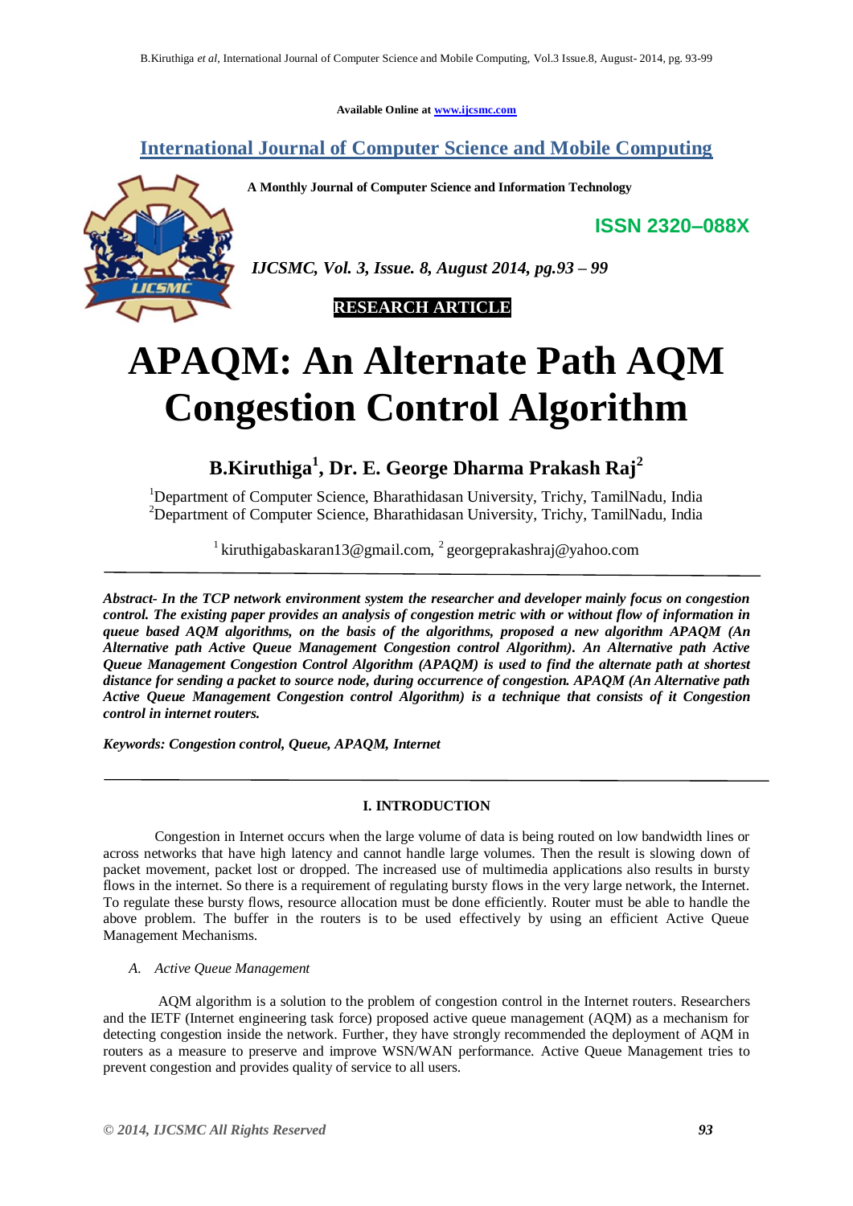Available Online at www.ijcsmc.com

**International Journal of Computer Science and Mobile Computing**

**A Monthly Journal of Computer Science and Information Technology**

**ISSN 2320–088X**

*IJCSMC, Vol. 3, Issue. 8, August 2014, pg.93 – 99*

**RESEARCH ARTICLE**

# APAQM: An Alternate Path AQM Congestion Control Algorithm

**B.Kiruthiga[1], Dr. E. George Dharma Prakash Raj[2]**

[1]Department of Computer Science, Bharathidasan University, Trichy, TamilNadu, India
[2]Department of Computer Science, Bharathidasan University, Trichy, TamilNadu, India

[1] kiruthigabaskaran13@gmail.com, [2] georgeprakashraj@yahoo.com

---

***Abstract- In the TCP network environment system the researcher and developer mainly focus on congestion control. The existing paper provides an analysis of congestion metric with or without flow of information in queue based AQM algorithms, on the basis of the algorithms, proposed a new algorithm APAQM (An Alternative path Active Queue Management Congestion control Algorithm). An Alternative path Active Queue Management Congestion Control Algorithm (APAQM) is used to find the alternate path at shortest distance for sending a packet to source node, during occurrence of congestion. APAQM (An Alternative path Active Queue Management Congestion control Algorithm) is a technique that consists of it Congestion control in internet routers.***

***Keywords: Congestion control, Queue, APAQM, Internet***

---

## I. INTRODUCTION

Congestion in Internet occurs when the large volume of data is being routed on low bandwidth lines or across networks that have high latency and cannot handle large volumes. Then the result is slowing down of packet movement, packet lost or dropped. The increased use of multimedia applications also results in bursty flows in the internet. So there is a requirement of regulating bursty flows in the very large network, the Internet. To regulate these bursty flows, resource allocation must be done efficiently. Router must be able to handle the above problem. The buffer in the routers is to be used effectively by using an efficient Active Queue Management Mechanisms.

### *A. Active Queue Management*

AQM algorithm is a solution to the problem of congestion control in the Internet routers. Researchers and the IETF (Internet engineering task force) proposed active queue management (AQM) as a mechanism for detecting congestion inside the network. Further, they have strongly recommended the deployment of AQM in routers as a measure to preserve and improve WSN/WAN performance. Active Queue Management tries to prevent congestion and provides quality of service to all users.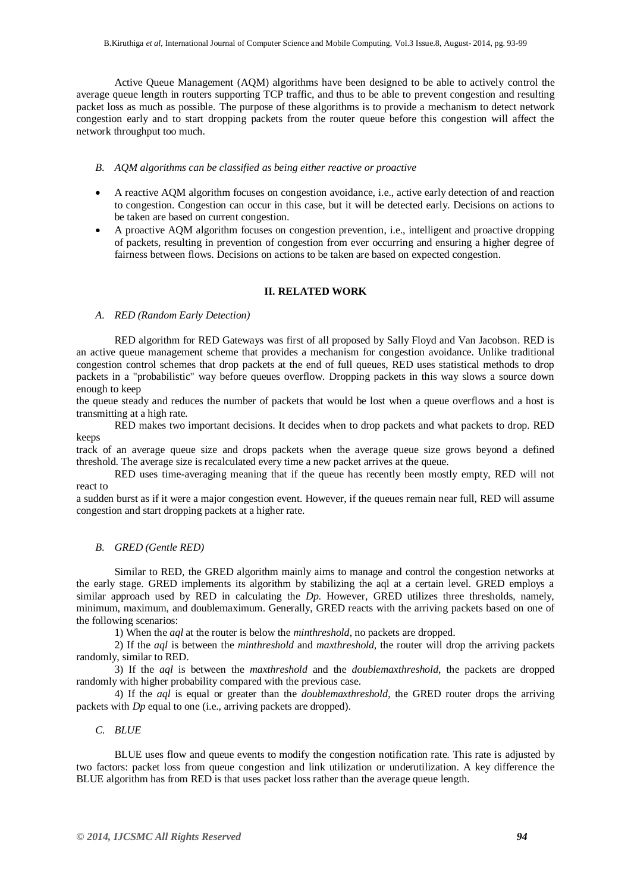Active Queue Management (AQM) algorithms have been designed to be able to actively control the average queue length in routers supporting TCP traffic, and thus to be able to prevent congestion and resulting packet loss as much as possible. The purpose of these algorithms is to provide a mechanism to detect network congestion early and to start dropping packets from the router queue before this congestion will affect the network throughput too much.

### *B. AQM algorithms can be classified as being either reactive or proactive*

- A reactive AQM algorithm focuses on congestion avoidance, i.e., active early detection of and reaction to congestion. Congestion can occur in this case, but it will be detected early. Decisions on actions to be taken are based on current congestion.
- A proactive AQM algorithm focuses on congestion prevention, i.e., intelligent and proactive dropping of packets, resulting in prevention of congestion from ever occurring and ensuring a higher degree of fairness between flows. Decisions on actions to be taken are based on expected congestion.

## II. RELATED WORK

### *A. RED (Random Early Detection)*

RED algorithm for RED Gateways was first of all proposed by Sally Floyd and Van Jacobson. RED is an active queue management scheme that provides a mechanism for congestion avoidance. Unlike traditional congestion control schemes that drop packets at the end of full queues, RED uses statistical methods to drop packets in a "probabilistic" way before queues overflow. Dropping packets in this way slows a source down enough to keep the queue steady and reduces the number of packets that would be lost when a queue overflows and a host is transmitting at a high rate.

RED makes two important decisions. It decides when to drop packets and what packets to drop. RED keeps track of an average queue size and drops packets when the average queue size grows beyond a defined threshold. The average size is recalculated every time a new packet arrives at the queue.

RED uses time-averaging meaning that if the queue has recently been mostly empty, RED will not react to a sudden burst as if it were a major congestion event. However, if the queues remain near full, RED will assume congestion and start dropping packets at a higher rate.

### *B. GRED (Gentle RED)*

Similar to RED, the GRED algorithm mainly aims to manage and control the congestion networks at the early stage. GRED implements its algorithm by stabilizing the aql at a certain level. GRED employs a similar approach used by RED in calculating the *Dp.* However, GRED utilizes three thresholds, namely, minimum, maximum, and doublemaximum. Generally, GRED reacts with the arriving packets based on one of the following scenarios:

1) When the *aql* at the router is below the *minthreshold*, no packets are dropped.

2) If the *aql* is between the *minthreshold* and *maxthreshold*, the router will drop the arriving packets randomly, similar to RED.

3) If the *aql* is between the *maxthreshold* and the *doublemaxthreshold*, the packets are dropped randomly with higher probability compared with the previous case.

4) If the *aql* is equal or greater than the *doublemaxthreshold*, the GRED router drops the arriving packets with *Dp* equal to one (i.e., arriving packets are dropped).

### *C. BLUE*

BLUE uses flow and queue events to modify the congestion notification rate. This rate is adjusted by two factors: packet loss from queue congestion and link utilization or underutilization. A key difference the BLUE algorithm has from RED is that uses packet loss rather than the average queue length.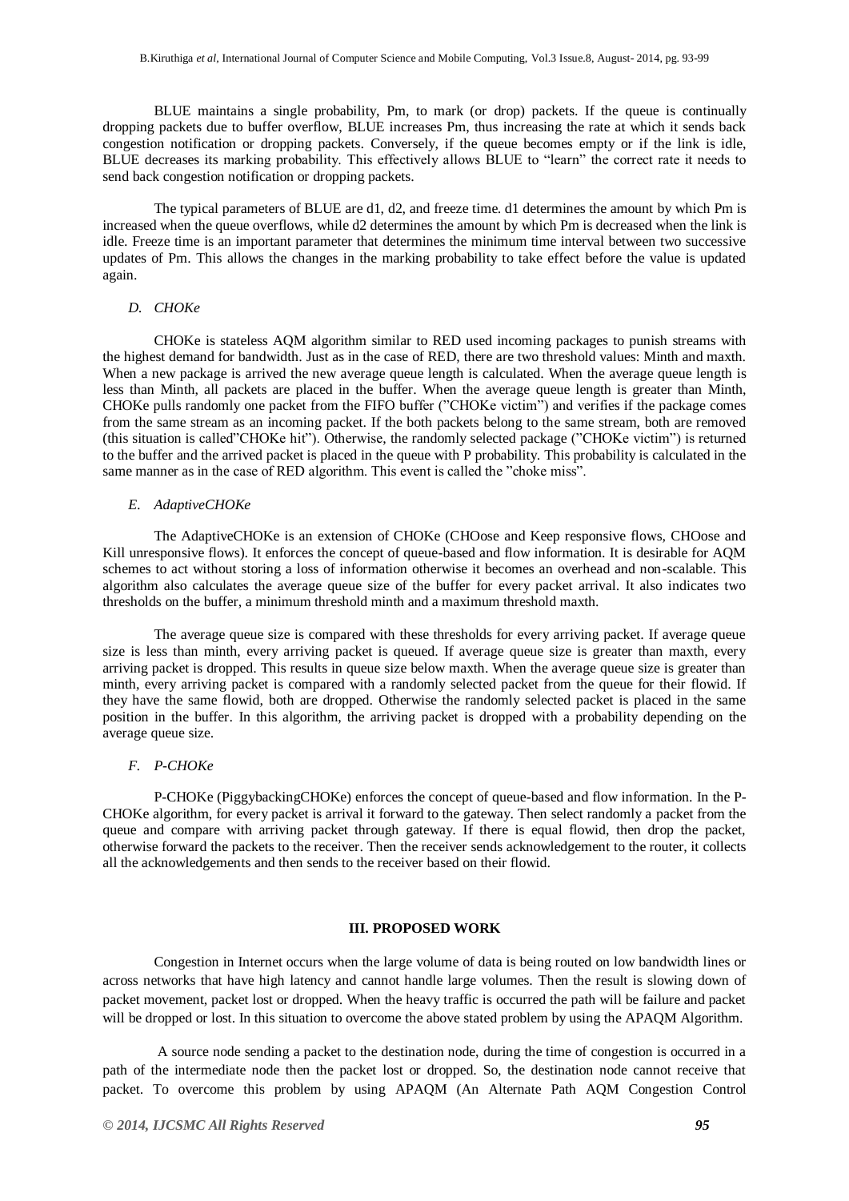BLUE maintains a single probability, Pm, to mark (or drop) packets. If the queue is continually dropping packets due to buffer overflow, BLUE increases Pm, thus increasing the rate at which it sends back congestion notification or dropping packets. Conversely, if the queue becomes empty or if the link is idle, BLUE decreases its marking probability. This effectively allows BLUE to "learn" the correct rate it needs to send back congestion notification or dropping packets.

The typical parameters of BLUE are d1, d2, and freeze time. d1 determines the amount by which Pm is increased when the queue overflows, while d2 determines the amount by which Pm is decreased when the link is idle. Freeze time is an important parameter that determines the minimum time interval between two successive updates of Pm. This allows the changes in the marking probability to take effect before the value is updated again.

### *D. CHOKe*

CHOKe is stateless AQM algorithm similar to RED used incoming packages to punish streams with the highest demand for bandwidth. Just as in the case of RED, there are two threshold values: Minth and maxth. When a new package is arrived the new average queue length is calculated. When the average queue length is less than Minth, all packets are placed in the buffer. When the average queue length is greater than Minth, CHOKe pulls randomly one packet from the FIFO buffer ("CHOKe victim") and verifies if the package comes from the same stream as an incoming packet. If the both packets belong to the same stream, both are removed (this situation is called"CHOKe hit"). Otherwise, the randomly selected package ("CHOKe victim") is returned to the buffer and the arrived packet is placed in the queue with P probability. This probability is calculated in the same manner as in the case of RED algorithm. This event is called the "choke miss".

### *E. AdaptiveCHOKe*

The AdaptiveCHOKe is an extension of CHOKe (CHOose and Keep responsive flows, CHOose and Kill unresponsive flows). It enforces the concept of queue-based and flow information. It is desirable for AQM schemes to act without storing a loss of information otherwise it becomes an overhead and non-scalable. This algorithm also calculates the average queue size of the buffer for every packet arrival. It also indicates two thresholds on the buffer, a minimum threshold minth and a maximum threshold maxth.

The average queue size is compared with these thresholds for every arriving packet. If average queue size is less than minth, every arriving packet is queued. If average queue size is greater than maxth, every arriving packet is dropped. This results in queue size below maxth. When the average queue size is greater than minth, every arriving packet is compared with a randomly selected packet from the queue for their flowid. If they have the same flowid, both are dropped. Otherwise the randomly selected packet is placed in the same position in the buffer. In this algorithm, the arriving packet is dropped with a probability depending on the average queue size.

### *F. P-CHOKe*

P-CHOKe (PiggybackingCHOKe) enforces the concept of queue-based and flow information. In the P-CHOKe algorithm, for every packet is arrival it forward to the gateway. Then select randomly a packet from the queue and compare with arriving packet through gateway. If there is equal flowid, then drop the packet, otherwise forward the packets to the receiver. Then the receiver sends acknowledgement to the router, it collects all the acknowledgements and then sends to the receiver based on their flowid.

## III. PROPOSED WORK

Congestion in Internet occurs when the large volume of data is being routed on low bandwidth lines or across networks that have high latency and cannot handle large volumes. Then the result is slowing down of packet movement, packet lost or dropped. When the heavy traffic is occurred the path will be failure and packet will be dropped or lost. In this situation to overcome the above stated problem by using the APAQM Algorithm.

A source node sending a packet to the destination node, during the time of congestion is occurred in a path of the intermediate node then the packet lost or dropped. So, the destination node cannot receive that packet. To overcome this problem by using APAQM (An Alternate Path AQM Congestion Control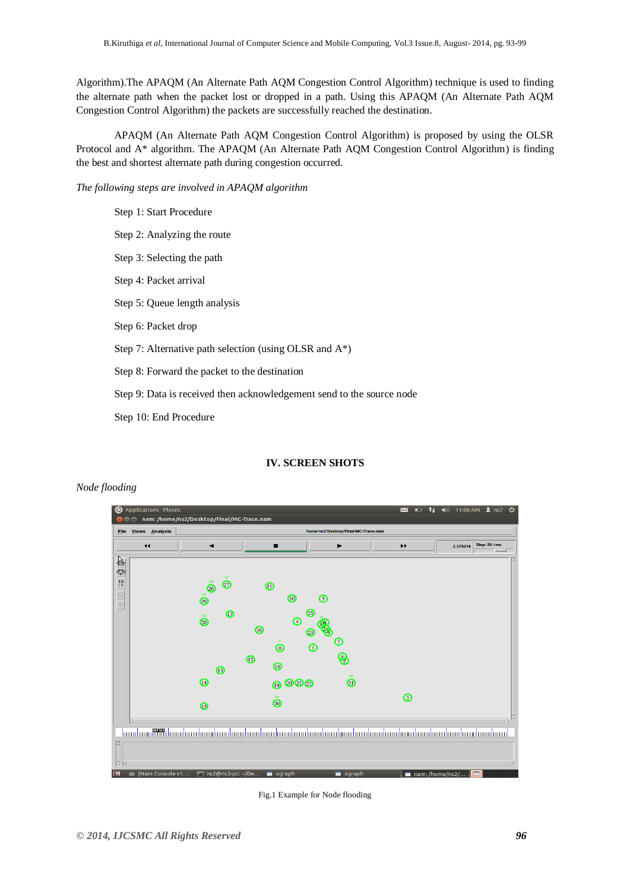Algorithm).The APAQM (An Alternate Path AQM Congestion Control Algorithm) technique is used to finding the alternate path when the packet lost or dropped in a path. Using this APAQM (An Alternate Path AQM Congestion Control Algorithm) the packets are successfully reached the destination.

APAQM (An Alternate Path AQM Congestion Control Algorithm) is proposed by using the OLSR Protocol and A* algorithm. The APAQM (An Alternate Path AQM Congestion Control Algorithm) is finding the best and shortest alternate path during congestion occurred.

*The following steps are involved in APAQM algorithm*

Step 1: Start Procedure

Step 2: Analyzing the route

Step 3: Selecting the path

Step 4: Packet arrival

Step 5: Queue length analysis

Step 6: Packet drop

Step 7: Alternative path selection (using OLSR and A*)

Step 8: Forward the packet to the destination

Step 9: Data is received then acknowledgement send to the source node

Step 10: End Procedure

## IV. SCREEN SHOTS

*Node flooding*

Fig.1 Example for Node flooding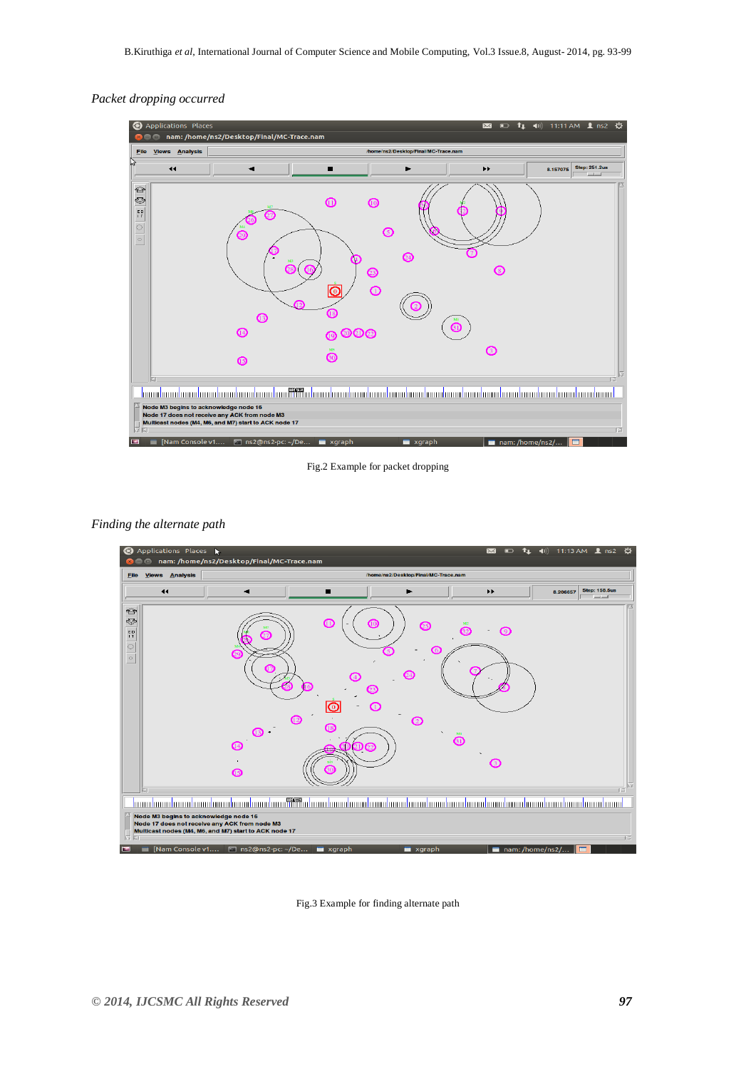*Packet dropping occurred*

Fig.2 Example for packet dropping

*Finding the alternate path*

Fig.3 Example for finding alternate path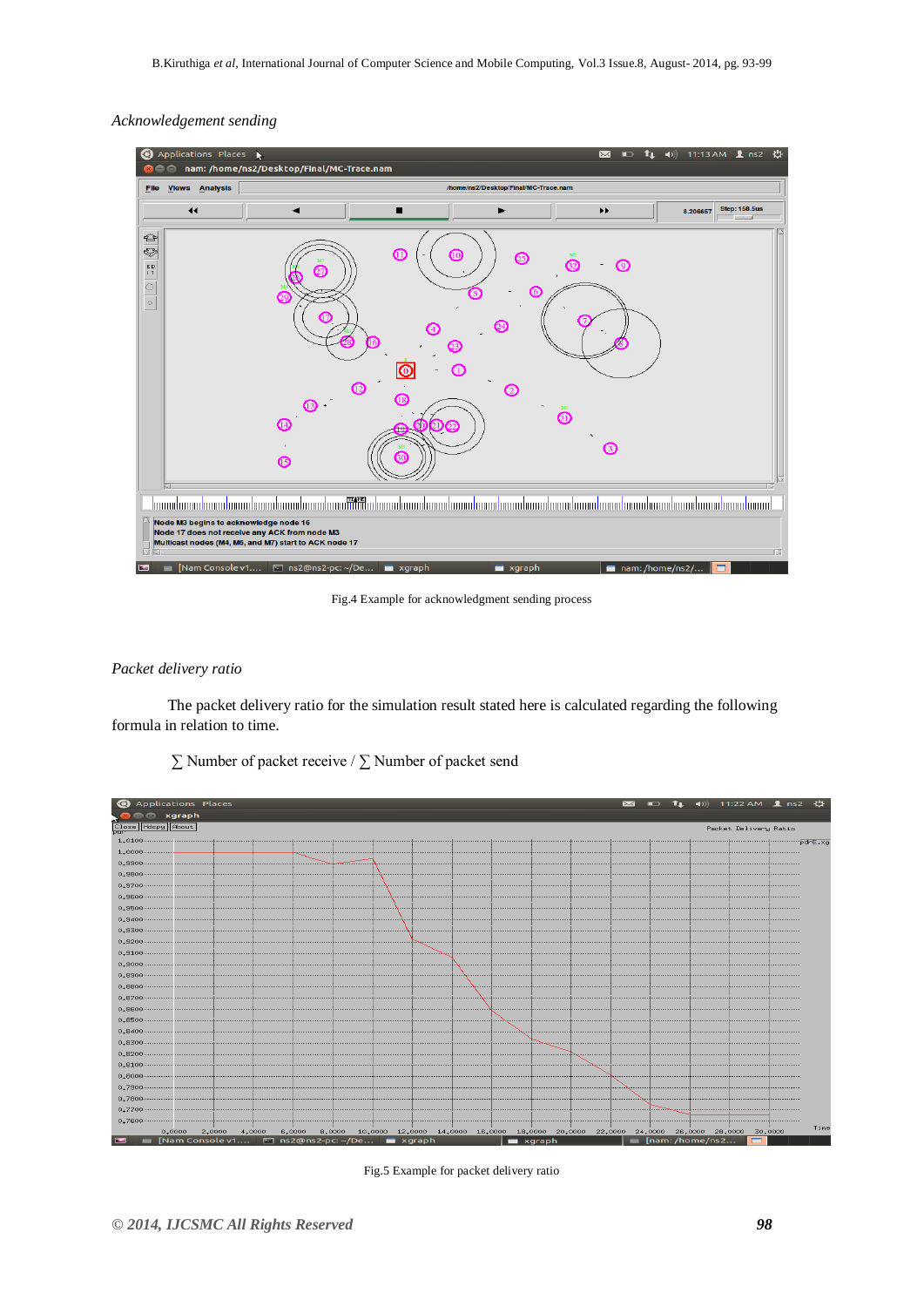*Acknowledgement sending*

Fig.4 Example for acknowledgment sending process

*Packet delivery ratio*

The packet delivery ratio for the simulation result stated here is calculated regarding the following formula in relation to time.

$$\sum \text{Number of packet receive} / \sum \text{Number of packet send}$$

Fig.5 Example for packet delivery ratio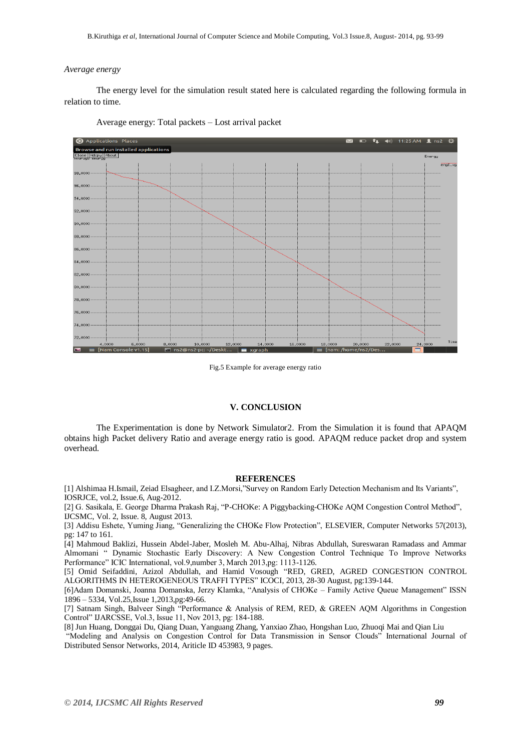*Average energy*

The energy level for the simulation result stated here is calculated regarding the following formula in relation to time.

Average energy: Total packets – Lost arrival packet

Applications Places

Browse and run installed applications

Close Hdcpy About

Average energy

Energy

engE.xg

98.0000
96.0000
94.0000
92.0000
90.0000
88.0000
86.0000
84.0000
82.0000
80.0000
78.0000
76.0000
74.0000
72.0000

4.0000 6.0000 8.0000 10.0000 12.0000 14.0000 16.0000 18.0000 20.0000 22.0000 24.0000 Time

Fig.5 Example for average energy ratio

## V. CONCLUSION

The Experimentation is done by Network Simulator2. From the Simulation it is found that APAQM obtains high Packet delivery Ratio and average energy ratio is good. APAQM reduce packet drop and system overhead.

## REFERENCES

[1] Alshimaa H.Ismail, Zeiad Elsagheer, and I.Z.Morsi,"Survey on Random Early Detection Mechanism and Its Variants", IOSRJCE, vol.2, Issue.6, Aug-2012.

[2] G. Sasikala, E. George Dharma Prakash Raj, "P-CHOKe: A Piggybacking-CHOKe AQM Congestion Control Method", IJCSMC, Vol. 2, Issue. 8, August 2013.

[3] Addisu Eshete, Yuming Jiang, "Generalizing the CHOKe Flow Protection", ELSEVIER, Computer Networks 57(2013), pg: 147 to 161.

[4] Mahmoud Baklizi, Hussein Abdel-Jaber, Mosleh M. Abu-Alhaj, Nibras Abdullah, Sureswaran Ramadass and Ammar Almomani " Dynamic Stochastic Early Discovery: A New Congestion Control Technique To Improve Networks Performance" ICIC International, vol.9,number 3, March 2013,pg: 1113-1126.

[5] Omid Seifaddini, Azizol Abdullah, and Hamid Vosough "RED, GRED, AGRED CONGESTION CONTROL ALGORITHMS IN HETEROGENEOUS TRAFFI TYPES" ICOCI, 2013, 28-30 August, pg:139-144.

[6]Adam Domanski, Joanna Domanska, Jerzy Klamka, "Analysis of CHOKe – Family Active Queue Management" ISSN 1896 – 5334, Vol.25,Issue 1,2013,pg:49-66.

[7] Satnam Singh, Balveer Singh "Performance & Analysis of REM, RED, & GREEN AQM Algorithms in Congestion Control" IJARCSSE, Vol.3, Issue 11, Nov 2013, pg: 184-188.

[8] Jun Huang, Donggai Du, Qiang Duan, Yanguang Zhang, Yanxiao Zhao, Hongshan Luo, Zhuoqi Mai and Qian Liu "Modeling and Analysis on Congestion Control for Data Transmission in Sensor Clouds" International Journal of Distributed Sensor Networks, 2014, Ariticle ID 453983, 9 pages.